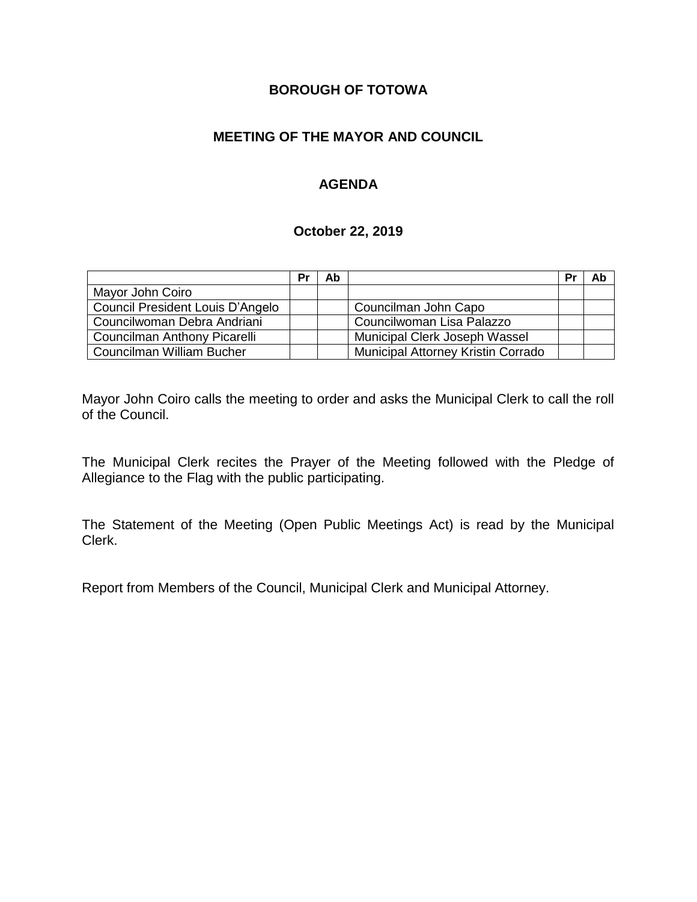**BOROUGH OF TOTOWA**

**MEETING OF THE MAYOR AND COUNCIL**

**AGENDA**

**October 22, 2019**

| | Pr | Ab | | Pr | Ab |
|---|---|---|---|---|---|
| Mayor John Coiro | | | | | |
| Council President Louis D'Angelo | | | Councilman John Capo | | |
| Councilwoman Debra Andriani | | | Councilwoman Lisa Palazzo | | |
| Councilman Anthony Picarelli | | | Municipal Clerk Joseph Wassel | | |
| Councilman William Bucher | | | Municipal Attorney Kristin Corrado | | |

Mayor John Coiro calls the meeting to order and asks the Municipal Clerk to call the roll of the Council.

The Municipal Clerk recites the Prayer of the Meeting followed with the Pledge of Allegiance to the Flag with the public participating.

The Statement of the Meeting (Open Public Meetings Act) is read by the Municipal Clerk.

Report from Members of the Council, Municipal Clerk and Municipal Attorney.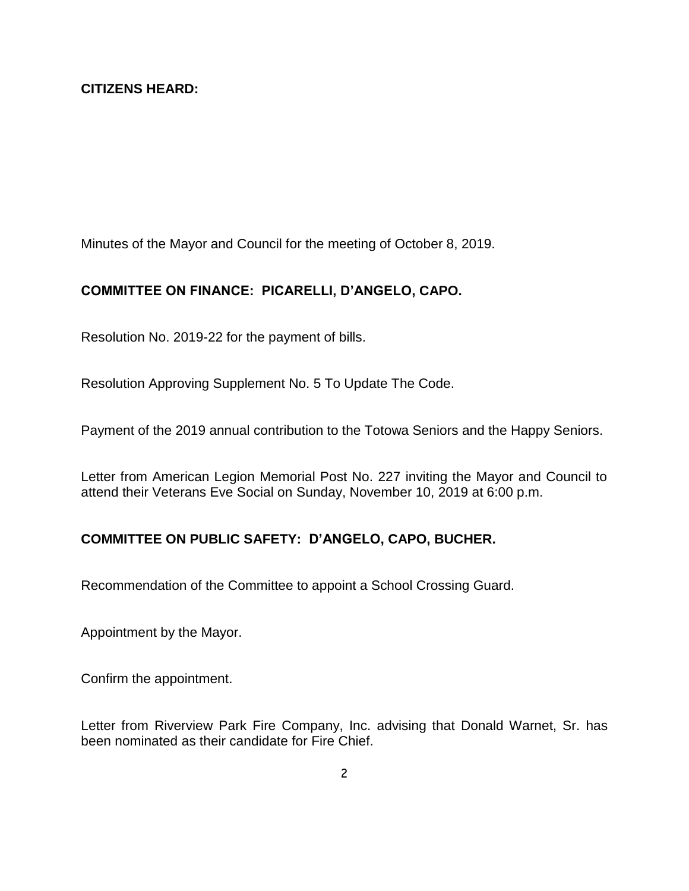**CITIZENS HEARD:**

Minutes of the Mayor and Council for the meeting of October 8, 2019.

**COMMITTEE ON FINANCE: PICARELLI, D'ANGELO, CAPO.**

Resolution No. 2019-22 for the payment of bills.

Resolution Approving Supplement No. 5 To Update The Code.

Payment of the 2019 annual contribution to the Totowa Seniors and the Happy Seniors.

Letter from American Legion Memorial Post No. 227 inviting the Mayor and Council to attend their Veterans Eve Social on Sunday, November 10, 2019 at 6:00 p.m.

**COMMITTEE ON PUBLIC SAFETY: D'ANGELO, CAPO, BUCHER.**

Recommendation of the Committee to appoint a School Crossing Guard.

Appointment by the Mayor.

Confirm the appointment.

Letter from Riverview Park Fire Company, Inc. advising that Donald Warnet, Sr. has been nominated as their candidate for Fire Chief.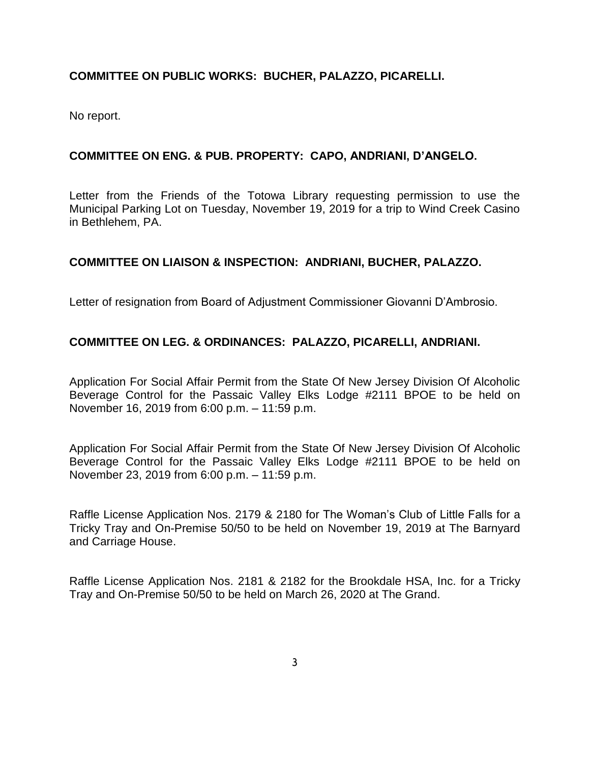**COMMITTEE ON PUBLIC WORKS: BUCHER, PALAZZO, PICARELLI.**

No report.

**COMMITTEE ON ENG. & PUB. PROPERTY: CAPO, ANDRIANI, D'ANGELO.**

Letter from the Friends of the Totowa Library requesting permission to use the Municipal Parking Lot on Tuesday, November 19, 2019 for a trip to Wind Creek Casino in Bethlehem, PA.

**COMMITTEE ON LIAISON & INSPECTION: ANDRIANI, BUCHER, PALAZZO.**

Letter of resignation from Board of Adjustment Commissioner Giovanni D'Ambrosio.

**COMMITTEE ON LEG. & ORDINANCES: PALAZZO, PICARELLI, ANDRIANI.**

Application For Social Affair Permit from the State Of New Jersey Division Of Alcoholic Beverage Control for the Passaic Valley Elks Lodge #2111 BPOE to be held on November 16, 2019 from 6:00 p.m. – 11:59 p.m.

Application For Social Affair Permit from the State Of New Jersey Division Of Alcoholic Beverage Control for the Passaic Valley Elks Lodge #2111 BPOE to be held on November 23, 2019 from 6:00 p.m. – 11:59 p.m.

Raffle License Application Nos. 2179 & 2180 for The Woman's Club of Little Falls for a Tricky Tray and On-Premise 50/50 to be held on November 19, 2019 at The Barnyard and Carriage House.

Raffle License Application Nos. 2181 & 2182 for the Brookdale HSA, Inc. for a Tricky Tray and On-Premise 50/50 to be held on March 26, 2020 at The Grand.